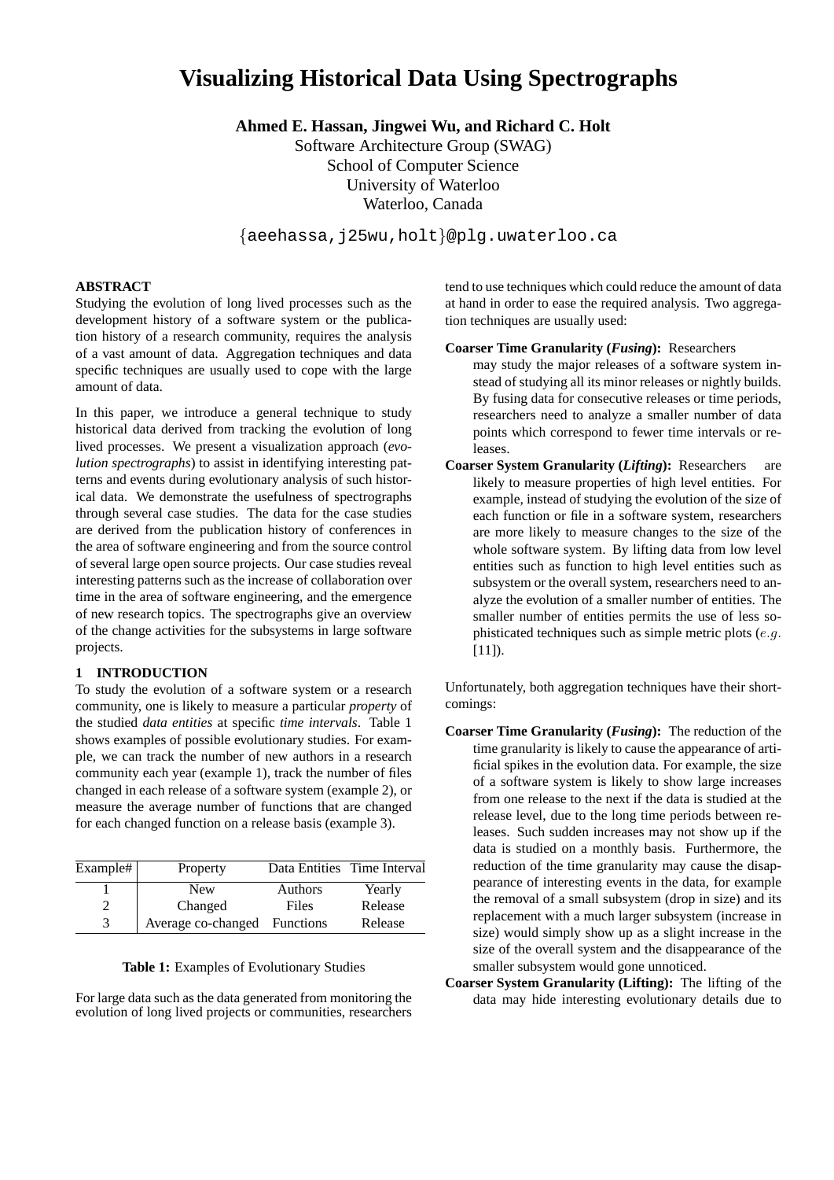# Visualizing Historical Data Using Spectrographs

**Ahmed E. Hassan, Jingwei Wu, and Richard C. Holt**

Software Architecture Group (SWAG)
School of Computer Science
University of Waterloo
Waterloo, Canada

{aeehassa,j25wu,holt}@plg.uwaterloo.ca

## ABSTRACT

Studying the evolution of long lived processes such as the development history of a software system or the publication history of a research community, requires the analysis of a vast amount of data. Aggregation techniques and data specific techniques are usually used to cope with the large amount of data.

In this paper, we introduce a general technique to study historical data derived from tracking the evolution of long lived processes. We present a visualization approach (*evolution spectrographs*) to assist in identifying interesting patterns and events during evolutionary analysis of such historical data. We demonstrate the usefulness of spectrographs through several case studies. The data for the case studies are derived from the publication history of conferences in the area of software engineering and from the source control of several large open source projects. Our case studies reveal interesting patterns such as the increase of collaboration over time in the area of software engineering, and the emergence of new research topics. The spectrographs give an overview of the change activities for the subsystems in large software projects.

## 1 INTRODUCTION

To study the evolution of a software system or a research community, one is likely to measure a particular *property* of the studied *data entities* at specific *time intervals*. Table 1 shows examples of possible evolutionary studies. For example, we can track the number of new authors in a research community each year (example 1), track the number of files changed in each release of a software system (example 2), or measure the average number of functions that are changed for each changed function on a release basis (example 3).

| Example# | Property | Data Entities | Time Interval |
|---|---|---|---|
| 1 | New | Authors | Yearly |
| 2 | Changed | Files | Release |
| 3 | Average co-changed | Functions | Release |

**Table 1:** Examples of Evolutionary Studies

For large data such as the data generated from monitoring the evolution of long lived projects or communities, researchers tend to use techniques which could reduce the amount of data at hand in order to ease the required analysis. Two aggregation techniques are usually used:

**Coarser Time Granularity (*Fusing*):** Researchers may study the major releases of a software system instead of studying all its minor releases or nightly builds. By fusing data for consecutive releases or time periods, researchers need to analyze a smaller number of data points which correspond to fewer time intervals or releases.

**Coarser System Granularity (*Lifting*):** Researchers are likely to measure properties of high level entities. For example, instead of studying the evolution of the size of each function or file in a software system, researchers are more likely to measure changes to the size of the whole software system. By lifting data from low level entities such as function to high level entities such as subsystem or the overall system, researchers need to analyze the evolution of a smaller number of entities. The smaller number of entities permits the use of less sophisticated techniques such as simple metric plots (*e.g.* [11]).

Unfortunately, both aggregation techniques have their shortcomings:

**Coarser Time Granularity (*Fusing*):** The reduction of the time granularity is likely to cause the appearance of artificial spikes in the evolution data. For example, the size of a software system is likely to show large increases from one release to the next if the data is studied at the release level, due to the long time periods between releases. Such sudden increases may not show up if the data is studied on a monthly basis. Furthermore, the reduction of the time granularity may cause the disappearance of interesting events in the data, for example the removal of a small subsystem (drop in size) and its replacement with a much larger subsystem (increase in size) would simply show up as a slight increase in the size of the overall system and the disappearance of the smaller subsystem would gone unnoticed.

**Coarser System Granularity (Lifting):** The lifting of the data may hide interesting evolutionary details due to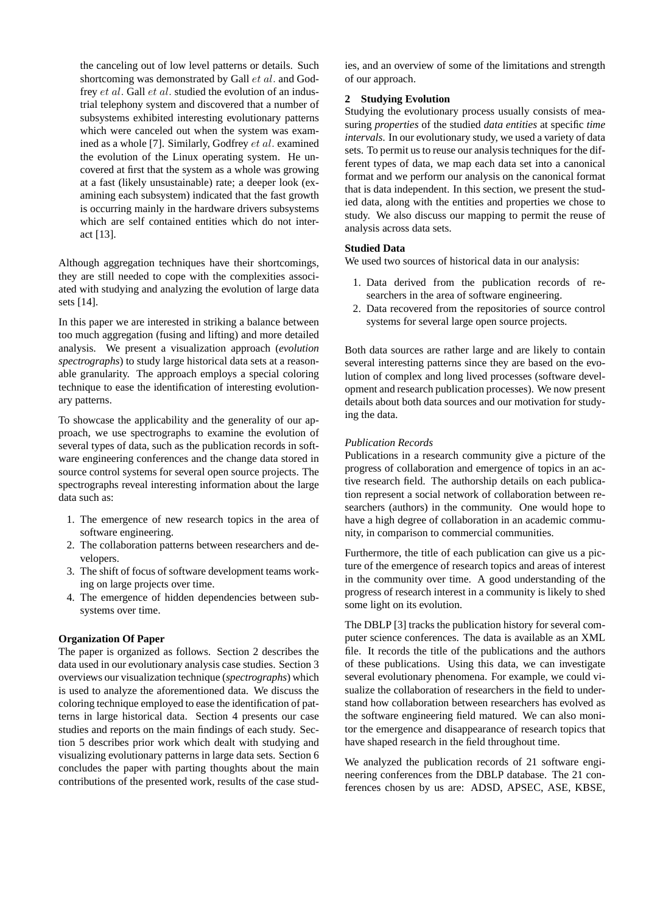the canceling out of low level patterns or details. Such shortcoming was demonstrated by Gall *et al.* and Godfrey *et al.* Gall *et al.* studied the evolution of an industrial telephony system and discovered that a number of subsystems exhibited interesting evolutionary patterns which were canceled out when the system was examined as a whole [7]. Similarly, Godfrey *et al.* examined the evolution of the Linux operating system. He uncovered at first that the system as a whole was growing at a fast (likely unsustainable) rate; a deeper look (examining each subsystem) indicated that the fast growth is occurring mainly in the hardware drivers subsystems which are self contained entities which do not interact [13].

Although aggregation techniques have their shortcomings, they are still needed to cope with the complexities associated with studying and analyzing the evolution of large data sets [14].

In this paper we are interested in striking a balance between too much aggregation (fusing and lifting) and more detailed analysis. We present a visualization approach (*evolution spectrographs*) to study large historical data sets at a reasonable granularity. The approach employs a special coloring technique to ease the identification of interesting evolutionary patterns.

To showcase the applicability and the generality of our approach, we use spectrographs to examine the evolution of several types of data, such as the publication records in software engineering conferences and the change data stored in source control systems for several open source projects. The spectrographs reveal interesting information about the large data such as:

1. The emergence of new research topics in the area of software engineering.
2. The collaboration patterns between researchers and developers.
3. The shift of focus of software development teams working on large projects over time.
4. The emergence of hidden dependencies between subsystems over time.

**Organization Of Paper**

The paper is organized as follows. Section 2 describes the data used in our evolutionary analysis case studies. Section 3 overviews our visualization technique (*spectrographs*) which is used to analyze the aforementioned data. We discuss the coloring technique employed to ease the identification of patterns in large historical data. Section 4 presents our case studies and reports on the main findings of each study. Section 5 describes prior work which dealt with studying and visualizing evolutionary patterns in large data sets. Section 6 concludes the paper with parting thoughts about the main contributions of the presented work, results of the case studies, and an overview of some of the limitations and strength of our approach.

## 2 Studying Evolution

Studying the evolutionary process usually consists of measuring *properties* of the studied *data entities* at specific *time intervals*. In our evolutionary study, we used a variety of data sets. To permit us to reuse our analysis techniques for the different types of data, we map each data set into a canonical format and we perform our analysis on the canonical format that is data independent. In this section, we present the studied data, along with the entities and properties we chose to study. We also discuss our mapping to permit the reuse of analysis across data sets.

**Studied Data**

We used two sources of historical data in our analysis:

1. Data derived from the publication records of researchers in the area of software engineering.
2. Data recovered from the repositories of source control systems for several large open source projects.

Both data sources are rather large and are likely to contain several interesting patterns since they are based on the evolution of complex and long lived processes (software development and research publication processes). We now present details about both data sources and our motivation for studying the data.

*Publication Records*

Publications in a research community give a picture of the progress of collaboration and emergence of topics in an active research field. The authorship details on each publication represent a social network of collaboration between researchers (authors) in the community. One would hope to have a high degree of collaboration in an academic community, in comparison to commercial communities.

Furthermore, the title of each publication can give us a picture of the emergence of research topics and areas of interest in the community over time. A good understanding of the progress of research interest in a community is likely to shed some light on its evolution.

The DBLP [3] tracks the publication history for several computer science conferences. The data is available as an XML file. It records the title of the publications and the authors of these publications. Using this data, we can investigate several evolutionary phenomena. For example, we could visualize the collaboration of researchers in the field to understand how collaboration between researchers has evolved as the software engineering field matured. We can also monitor the emergence and disappearance of research topics that have shaped research in the field throughout time.

We analyzed the publication records of 21 software engineering conferences from the DBLP database. The 21 conferences chosen by us are: ADSD, APSEC, ASE, KBSE,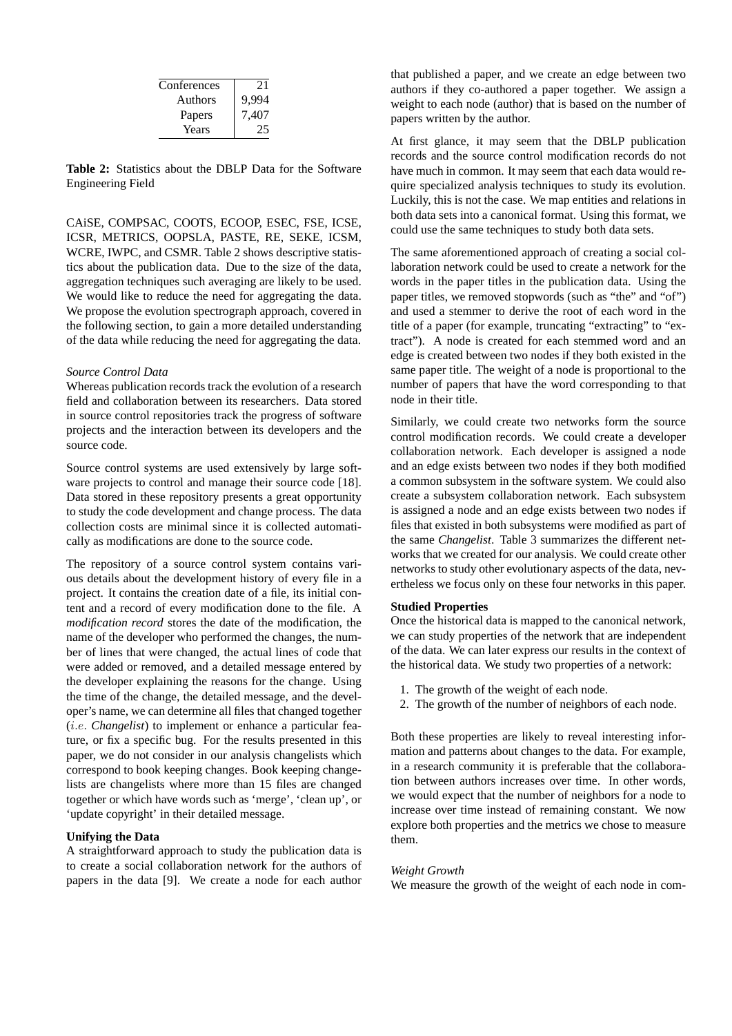| Conferences | 21 |
|---|---|
| Authors | 9,994 |
| Papers | 7,407 |
| Years | 25 |

**Table 2:** Statistics about the DBLP Data for the Software Engineering Field

CAiSE, COMPSAC, COOTS, ECOOP, ESEC, FSE, ICSE, ICSR, METRICS, OOPSLA, PASTE, RE, SEKE, ICSM, WCRE, IWPC, and CSMR. Table 2 shows descriptive statistics about the publication data. Due to the size of the data, aggregation techniques such averaging are likely to be used. We would like to reduce the need for aggregating the data. We propose the evolution spectrograph approach, covered in the following section, to gain a more detailed understanding of the data while reducing the need for aggregating the data.

*Source Control Data*

Whereas publication records track the evolution of a research field and collaboration between its researchers. Data stored in source control repositories track the progress of software projects and the interaction between its developers and the source code.

Source control systems are used extensively by large software projects to control and manage their source code [18]. Data stored in these repository presents a great opportunity to study the code development and change process. The data collection costs are minimal since it is collected automatically as modifications are done to the source code.

The repository of a source control system contains various details about the development history of every file in a project. It contains the creation date of a file, its initial content and a record of every modification done to the file. A *modification record* stores the date of the modification, the name of the developer who performed the changes, the number of lines that were changed, the actual lines of code that were added or removed, and a detailed message entered by the developer explaining the reasons for the change. Using the time of the change, the detailed message, and the developer's name, we can determine all files that changed together (*i.e. Changelist*) to implement or enhance a particular feature, or fix a specific bug. For the results presented in this paper, we do not consider in our analysis changelists which correspond to book keeping changes. Book keeping changelists are changelists where more than 15 files are changed together or which have words such as 'merge', 'clean up', or 'update copyright' in their detailed message.

**Unifying the Data**

A straightforward approach to study the publication data is to create a social collaboration network for the authors of papers in the data [9]. We create a node for each author that published a paper, and we create an edge between two authors if they co-authored a paper together. We assign a weight to each node (author) that is based on the number of papers written by the author.

At first glance, it may seem that the DBLP publication records and the source control modification records do not have much in common. It may seem that each data would require specialized analysis techniques to study its evolution. Luckily, this is not the case. We map entities and relations in both data sets into a canonical format. Using this format, we could use the same techniques to study both data sets.

The same aforementioned approach of creating a social collaboration network could be used to create a network for the words in the paper titles in the publication data. Using the paper titles, we removed stopwords (such as "the" and "of") and used a stemmer to derive the root of each word in the title of a paper (for example, truncating "extracting" to "extract"). A node is created for each stemmed word and an edge is created between two nodes if they both existed in the same paper title. The weight of a node is proportional to the number of papers that have the word corresponding to that node in their title.

Similarly, we could create two networks form the source control modification records. We could create a developer collaboration network. Each developer is assigned a node and an edge exists between two nodes if they both modified a common subsystem in the software system. We could also create a subsystem collaboration network. Each subsystem is assigned a node and an edge exists between two nodes if files that existed in both subsystems were modified as part of the same *Changelist*. Table 3 summarizes the different networks that we created for our analysis. We could create other networks to study other evolutionary aspects of the data, nevertheless we focus only on these four networks in this paper.

**Studied Properties**

Once the historical data is mapped to the canonical network, we can study properties of the network that are independent of the data. We can later express our results in the context of the historical data. We study two properties of a network:

1. The growth of the weight of each node.
2. The growth of the number of neighbors of each node.

Both these properties are likely to reveal interesting information and patterns about changes to the data. For example, in a research community it is preferable that the collaboration between authors increases over time. In other words, we would expect that the number of neighbors for a node to increase over time instead of remaining constant. We now explore both properties and the metrics we chose to measure them.

*Weight Growth*

We measure the growth of the weight of each node in com-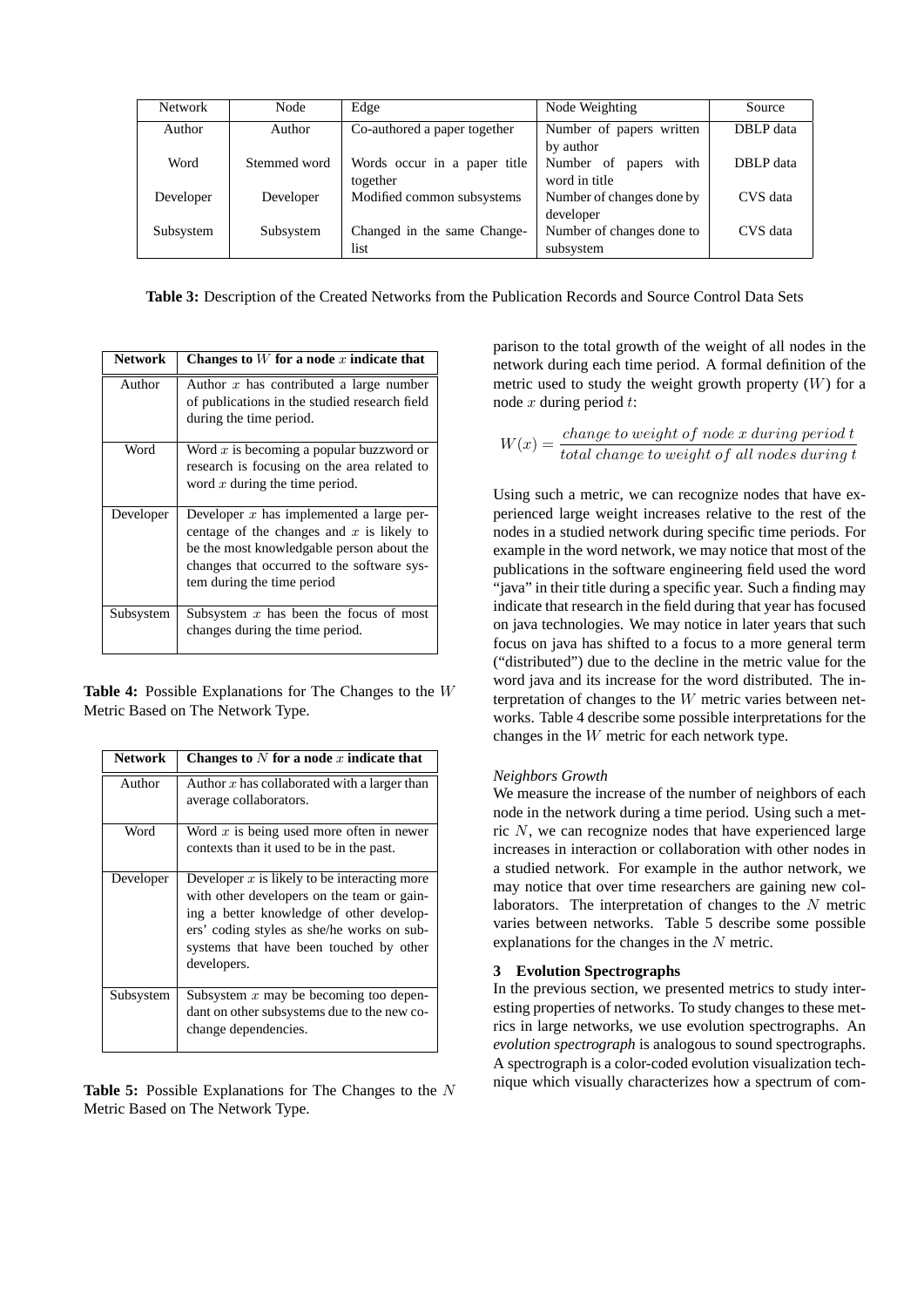| Network | Node | Edge | Node Weighting | Source |
|---|---|---|---|---|
| Author | Author | Co-authored a paper together | Number of papers written by author | DBLP data |
| Word | Stemmed word | Words occur in a paper title together | Number of papers with word in title | DBLP data |
| Developer | Developer | Modified common subsystems | Number of changes done by developer | CVS data |
| Subsystem | Subsystem | Changed in the same Change-list | Number of changes done to subsystem | CVS data |

**Table 3:** Description of the Created Networks from the Publication Records and Source Control Data Sets

| **Network** | **Changes to $W$ for a node $x$ indicate that** |
|---|---|
| Author | Author $x$ has contributed a large number of publications in the studied research field during the time period. |
| Word | Word $x$ is becoming a popular buzzword or research is focusing on the area related to word $x$ during the time period. |
| Developer | Developer $x$ has implemented a large percentage of the changes and $x$ is likely to be the most knowledgable person about the changes that occurred to the software system during the time period |
| Subsystem | Subsystem $x$ has been the focus of most changes during the time period. |

**Table 4:** Possible Explanations for The Changes to the $W$ Metric Based on The Network Type.

| **Network** | **Changes to $N$ for a node $x$ indicate that** |
|---|---|
| Author | Author $x$ has collaborated with a larger than average collaborators. |
| Word | Word $x$ is being used more often in newer contexts than it used to be in the past. |
| Developer | Developer $x$ is likely to be interacting more with other developers on the team or gaining a better knowledge of other developers' coding styles as she/he works on subsystems that have been touched by other developers. |
| Subsystem | Subsystem $x$ may be becoming too dependant on other subsystems due to the new co-change dependencies. |

**Table 5:** Possible Explanations for The Changes to the $N$ Metric Based on The Network Type.

parison to the total growth of the weight of all nodes in the network during each time period. A formal definition of the metric used to study the weight growth property ($W$) for a node $x$ during period $t$:

$$W(x) = \frac{change\ to\ weight\ of\ node\ x\ during\ period\ t}{total\ change\ to\ weight\ of\ all\ nodes\ during\ t}$$

Using such a metric, we can recognize nodes that have experienced large weight increases relative to the rest of the nodes in a studied network during specific time periods. For example in the word network, we may notice that most of the publications in the software engineering field used the word "java" in their title during a specific year. Such a finding may indicate that research in the field during that year has focused on java technologies. We may notice in later years that such focus on java has shifted to a focus to a more general term ("distributed") due to the decline in the metric value for the word java and its increase for the word distributed. The interpretation of changes to the $W$ metric varies between networks. Table 4 describe some possible interpretations for the changes in the $W$ metric for each network type.

*Neighbors Growth*

We measure the increase of the number of neighbors of each node in the network during a time period. Using such a metric $N$, we can recognize nodes that have experienced large increases in interaction or collaboration with other nodes in a studied network. For example in the author network, we may notice that over time researchers are gaining new collaborators. The interpretation of changes to the $N$ metric varies between networks. Table 5 describe some possible explanations for the changes in the $N$ metric.

## 3 Evolution Spectrographs

In the previous section, we presented metrics to study interesting properties of networks. To study changes to these metrics in large networks, we use evolution spectrographs. An *evolution spectrograph* is analogous to sound spectrographs. A spectrograph is a color-coded evolution visualization technique which visually characterizes how a spectrum of com-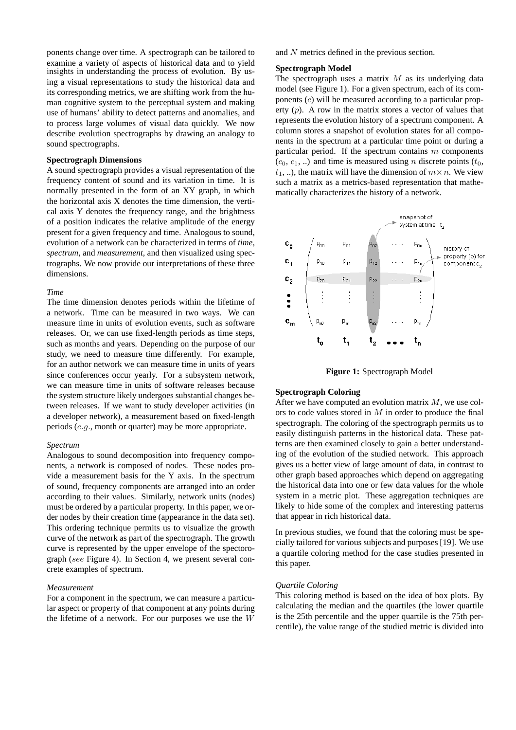ponents change over time. A spectrograph can be tailored to examine a variety of aspects of historical data and to yield insights in understanding the process of evolution. By using a visual representations to study the historical data and its corresponding metrics, we are shifting work from the human cognitive system to the perceptual system and making use of humans' ability to detect patterns and anomalies, and to process large volumes of visual data quickly. We now describe evolution spectrographs by drawing an analogy to sound spectrographs.

**Spectrograph Dimensions**

A sound spectrograph provides a visual representation of the frequency content of sound and its variation in time. It is normally presented in the form of an XY graph, in which the horizontal axis X denotes the time dimension, the vertical axis Y denotes the frequency range, and the brightness of a position indicates the relative amplitude of the energy present for a given frequency and time. Analogous to sound, evolution of a network can be characterized in terms of *time*, *spectrum*, and *measurement*, and then visualized using spectrographs. We now provide our interpretations of these three dimensions.

*Time*

The time dimension denotes periods within the lifetime of a network. Time can be measured in two ways. We can measure time in units of evolution events, such as software releases. Or, we can use fixed-length periods as time steps, such as months and years. Depending on the purpose of our study, we need to measure time differently. For example, for an author network we can measure time in units of years since conferences occur yearly. For a subsystem network, we can measure time in units of software releases because the system structure likely undergoes substantial changes between releases. If we want to study developer activities (in a developer network), a measurement based on fixed-length periods ($e.g.$, month or quarter) may be more appropriate.

*Spectrum*

Analogous to sound decomposition into frequency components, a network is composed of nodes. These nodes provide a measurement basis for the Y axis. In the spectrum of sound, frequency components are arranged into an order according to their values. Similarly, network units (nodes) must be ordered by a particular property. In this paper, we order nodes by their creation time (appearance in the data set). This ordering technique permits us to visualize the growth curve of the network as part of the spectrograph. The growth curve is represented by the upper envelope of the spectorograph ($see$ Figure 4). In Section 4, we present several concrete examples of spectrum.

*Measurement*

For a component in the spectrum, we can measure a particular aspect or property of that component at any points during the lifetime of a network. For our purposes we use the $W$ and $N$ metrics defined in the previous section.

**Spectrograph Model**

The spectrograph uses a matrix $M$ as its underlying data model (see Figure 1). For a given spectrum, each of its components ($c$) will be measured according to a particular property ($p$). A row in the matrix stores a vector of values that represents the evolution history of a spectrum component. A column stores a snapshot of evolution states for all components in the spectrum at a particular time point or during a particular period. If the spectrum contains $m$ components ($c_0$, $c_1$, ..) and time is measured using $n$ discrete points ($t_0$, $t_1$, ..), the matrix will have the dimension of $m \times n$. We view such a matrix as a metrics-based representation that mathematically characterizes the history of a network.

$$
\begin{array}{c}
c_0 \\ c_1 \\ c_2 \\ \vdots \\ c_m
\end{array}
\begin{pmatrix}
p_{00} & p_{01} & p_{02} & \cdots & p_{0n} \\
p_{10} & p_{11} & p_{12} & \cdots & p_{1n} \\
p_{20} & p_{21} & p_{22} & \cdots & p_{2n} \\
\vdots & \vdots & \vdots & \cdots & \vdots \\
p_{m0} & p_{m1} & p_{m2} & \cdots & p_{mn}
\end{pmatrix}
$$

$t_0 \quad t_1 \quad t_2 \quad \cdots \quad t_n$

snapshot of system at time $t_2$; history of property (p) for component $c_2$

**Figure 1:** Spectrograph Model

**Spectrograph Coloring**

After we have computed an evolution matrix $M$, we use colors to code values stored in $M$ in order to produce the final spectrograph. The coloring of the spectrograph permits us to easily distinguish patterns in the historical data. These patterns are then examined closely to gain a better understanding of the evolution of the studied network. This approach gives us a better view of large amount of data, in contrast to other graph based approaches which depend on aggregating the historical data into one or few data values for the whole system in a metric plot. These aggregation techniques are likely to hide some of the complex and interesting patterns that appear in rich historical data.

In previous studies, we found that the coloring must be specially tailored for various subjects and purposes [19]. We use a quartile coloring method for the case studies presented in this paper.

*Quartile Coloring*

This coloring method is based on the idea of box plots. By calculating the median and the quartiles (the lower quartile is the 25th percentile and the upper quartile is the 75th percentile), the value range of the studied metric is divided into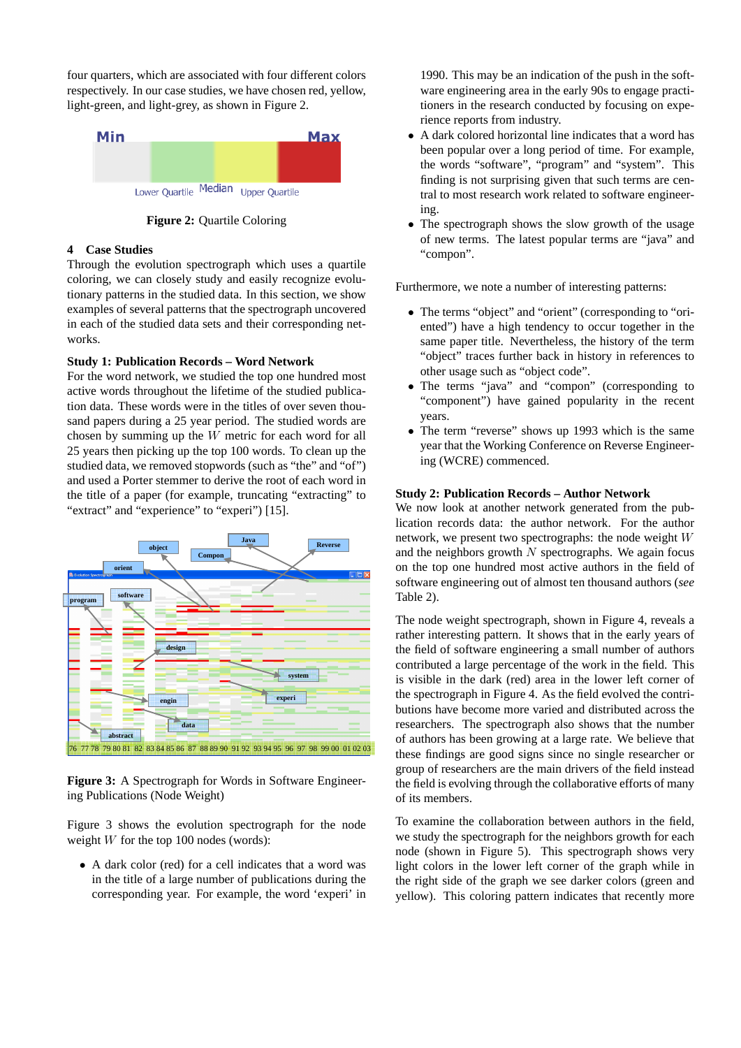four quarters, which are associated with four different colors respectively. In our case studies, we have chosen red, yellow, light-green, and light-grey, as shown in Figure 2.

**Figure 2:** Quartile Coloring

## 4 Case Studies

Through the evolution spectrograph which uses a quartile coloring, we can closely study and easily recognize evolutionary patterns in the studied data. In this section, we show examples of several patterns that the spectrograph uncovered in each of the studied data sets and their corresponding networks.

**Study 1: Publication Records – Word Network**

For the word network, we studied the top one hundred most active words throughout the lifetime of the studied publication data. These words were in the titles of over seven thousand papers during a 25 year period. The studied words are chosen by summing up the $W$ metric for each word for all 25 years then picking up the top 100 words. To clean up the studied data, we removed stopwords (such as "the" and "of") and used a Porter stemmer to derive the root of each word in the title of a paper (for example, truncating "extracting" to "extract" and "experience" to "experi") [15].

**Figure 3:** A Spectrograph for Words in Software Engineering Publications (Node Weight)

Figure 3 shows the evolution spectrograph for the node weight $W$ for the top 100 nodes (words):

- A dark color (red) for a cell indicates that a word was in the title of a large number of publications during the corresponding year. For example, the word 'experi' in 1990. This may be an indication of the push in the software engineering area in the early 90s to engage practitioners in the research conducted by focusing on experience reports from industry.
- A dark colored horizontal line indicates that a word has been popular over a long period of time. For example, the words "software", "program" and "system". This finding is not surprising given that such terms are central to most research work related to software engineering.
- The spectrograph shows the slow growth of the usage of new terms. The latest popular terms are "java" and "compon".

Furthermore, we note a number of interesting patterns:

- The terms "object" and "orient" (corresponding to "oriented") have a high tendency to occur together in the same paper title. Nevertheless, the history of the term "object" traces further back in history in references to other usage such as "object code".
- The terms "java" and "compon" (corresponding to "component") have gained popularity in the recent years.
- The term "reverse" shows up 1993 which is the same year that the Working Conference on Reverse Engineering (WCRE) commenced.

**Study 2: Publication Records – Author Network**

We now look at another network generated from the publication records data: the author network. For the author network, we present two spectrographs: the node weight $W$ and the neighbors growth $N$ spectrographs. We again focus on the top one hundred most active authors in the field of software engineering out of almost ten thousand authors (*see* Table 2).

The node weight spectrograph, shown in Figure 4, reveals a rather interesting pattern. It shows that in the early years of the field of software engineering a small number of authors contributed a large percentage of the work in the field. This is visible in the dark (red) area in the lower left corner of the spectrograph in Figure 4. As the field evolved the contributions have become more varied and distributed across the researchers. The spectrograph also shows that the number of authors has been growing at a large rate. We believe that these findings are good signs since no single researcher or group of researchers are the main drivers of the field instead the field is evolving through the collaborative efforts of many of its members.

To examine the collaboration between authors in the field, we study the spectrograph for the neighbors growth for each node (shown in Figure 5). This spectrograph shows very light colors in the lower left corner of the graph while in the right side of the graph we see darker colors (green and yellow). This coloring pattern indicates that recently more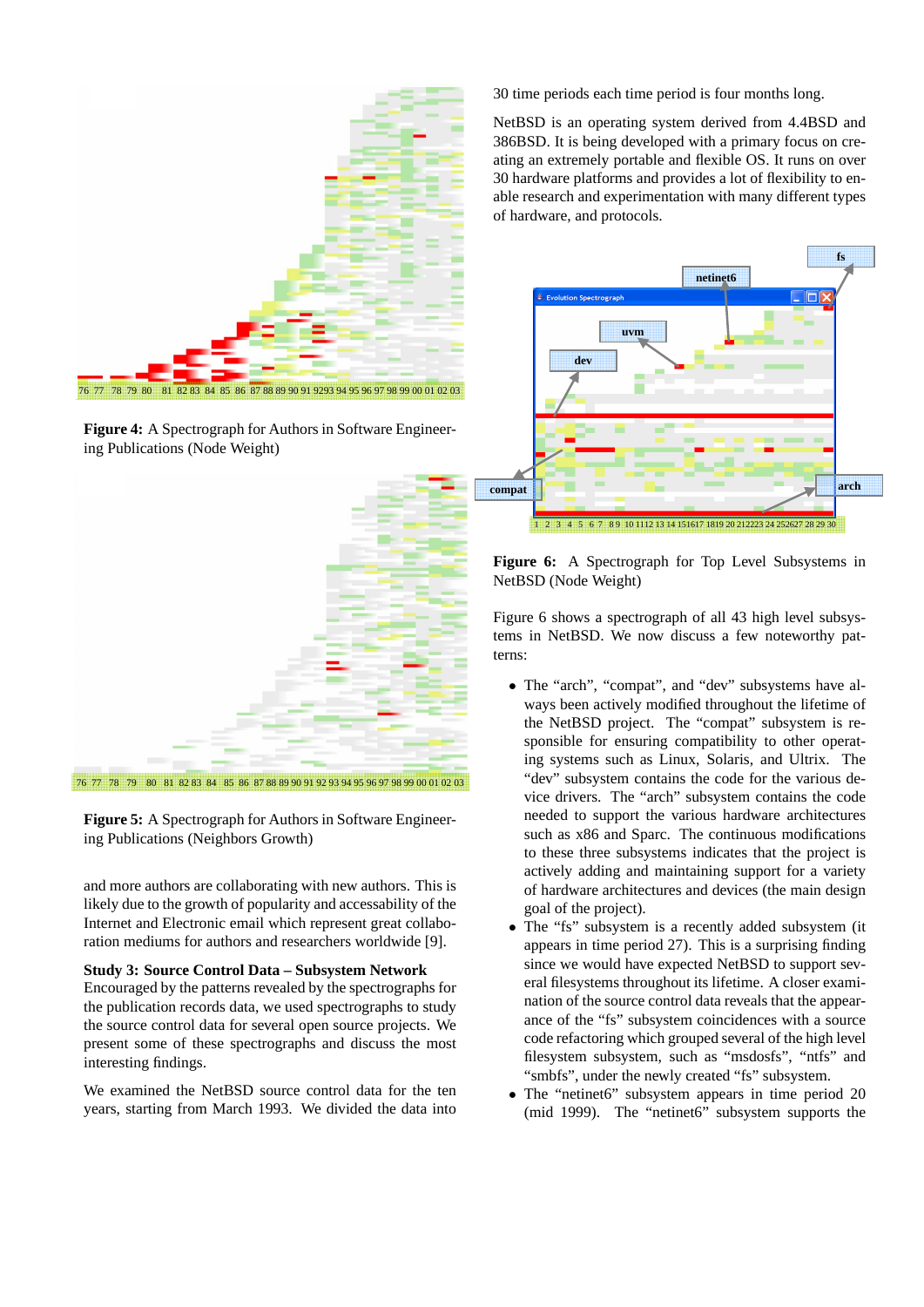**Figure 4:** A Spectrograph for Authors in Software Engineering Publications (Node Weight)

**Figure 5:** A Spectrograph for Authors in Software Engineering Publications (Neighbors Growth)

and more authors are collaborating with new authors. This is likely due to the growth of popularity and accessability of the Internet and Electronic email which represent great collaboration mediums for authors and researchers worldwide [9].

**Study 3: Source Control Data – Subsystem Network**
Encouraged by the patterns revealed by the spectrographs for the publication records data, we used spectrographs to study the source control data for several open source projects. We present some of these spectrographs and discuss the most interesting findings.

We examined the NetBSD source control data for the ten years, starting from March 1993. We divided the data into 30 time periods each time period is four months long.

NetBSD is an operating system derived from 4.4BSD and 386BSD. It is being developed with a primary focus on creating an extremely portable and flexible OS. It runs on over 30 hardware platforms and provides a lot of flexibility to enable research and experimentation with many different types of hardware, and protocols.

**Figure 6:** A Spectrograph for Top Level Subsystems in NetBSD (Node Weight)

Figure 6 shows a spectrograph of all 43 high level subsystems in NetBSD. We now discuss a few noteworthy patterns:

- The "arch", "compat", and "dev" subsystems have always been actively modified throughout the lifetime of the NetBSD project. The "compat" subsystem is responsible for ensuring compatibility to other operating systems such as Linux, Solaris, and Ultrix. The "dev" subsystem contains the code for the various device drivers. The "arch" subsystem contains the code needed to support the various hardware architectures such as x86 and Sparc. The continuous modifications to these three subsystems indicates that the project is actively adding and maintaining support for a variety of hardware architectures and devices (the main design goal of the project).
- The "fs" subsystem is a recently added subsystem (it appears in time period 27). This is a surprising finding since we would have expected NetBSD to support several filesystems throughout its lifetime. A closer examination of the source control data reveals that the appearance of the "fs" subsystem coincidences with a source code refactoring which grouped several of the high level filesystem subsystem, such as "msdosfs", "ntfs" and "smbfs", under the newly created "fs" subsystem.
- The "netinet6" subsystem appears in time period 20 (mid 1999). The "netinet6" subsystem supports the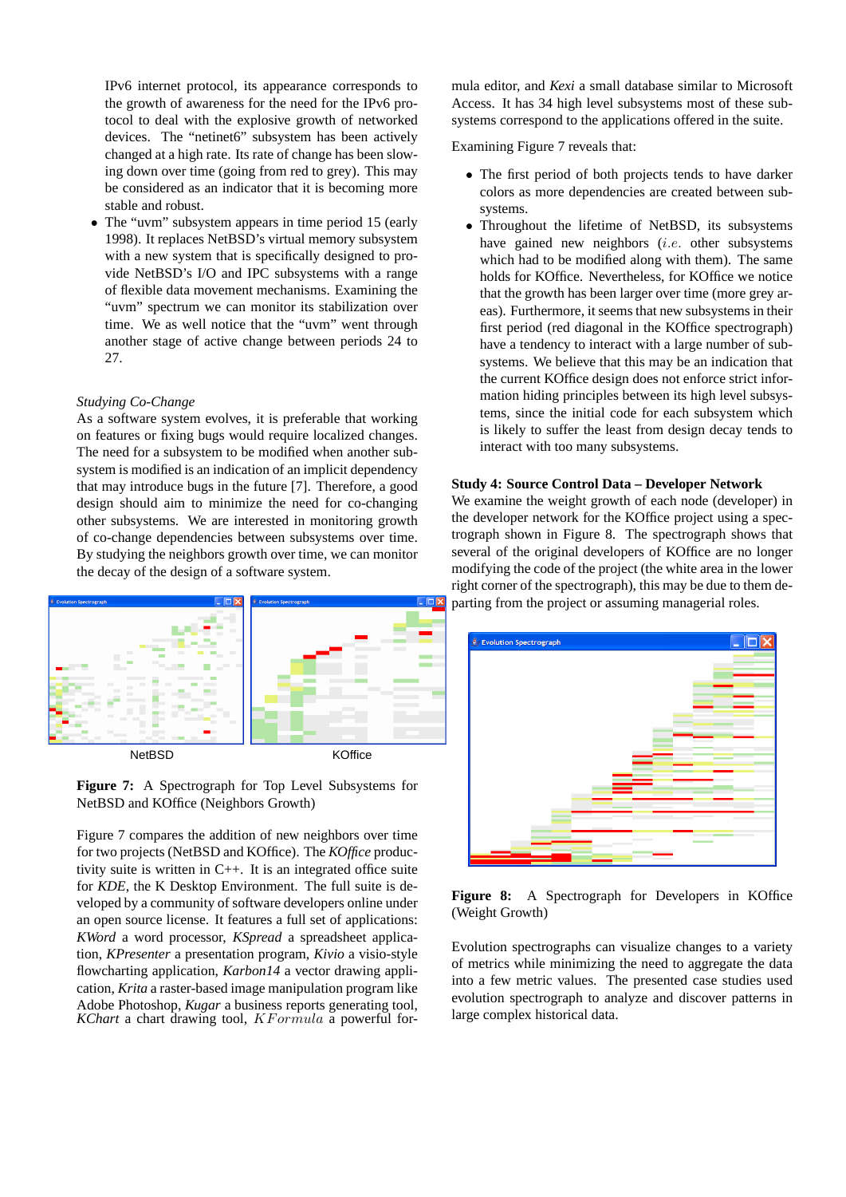IPv6 internet protocol, its appearance corresponds to the growth of awareness for the need for the IPv6 protocol to deal with the explosive growth of networked devices. The "netinet6" subsystem has been actively changed at a high rate. Its rate of change has been slowing down over time (going from red to grey). This may be considered as an indicator that it is becoming more stable and robust.

- The "uvm" subsystem appears in time period 15 (early 1998). It replaces NetBSD's virtual memory subsystem with a new system that is specifically designed to provide NetBSD's I/O and IPC subsystems with a range of flexible data movement mechanisms. Examining the "uvm" spectrum we can monitor its stabilization over time. We as well notice that the "uvm" went through another stage of active change between periods 24 to 27.

*Studying Co-Change*

As a software system evolves, it is preferable that working on features or fixing bugs would require localized changes. The need for a subsystem to be modified when another subsystem is modified is an indication of an implicit dependency that may introduce bugs in the future [7]. Therefore, a good design should aim to minimize the need for co-changing other subsystems. We are interested in monitoring growth of co-change dependencies between subsystems over time. By studying the neighbors growth over time, we can monitor the decay of the design of a software system.

NetBSD KOffice

**Figure 7:** A Spectrograph for Top Level Subsystems for NetBSD and KOffice (Neighbors Growth)

Figure 7 compares the addition of new neighbors over time for two projects (NetBSD and KOffice). The *KOffice* productivity suite is written in C++. It is an integrated office suite for *KDE*, the K Desktop Environment. The full suite is developed by a community of software developers online under an open source license. It features a full set of applications: *KWord* a word processor, *KSpread* a spreadsheet application, *KPresenter* a presentation program, *Kivio* a visio-style flowcharting application, *Karbon14* a vector drawing application, *Krita* a raster-based image manipulation program like Adobe Photoshop, *Kugar* a business reports generating tool, *KChart* a chart drawing tool, *KFormula* a powerful formula editor, and *Kexi* a small database similar to Microsoft Access. It has 34 high level subsystems most of these subsystems correspond to the applications offered in the suite.

Examining Figure 7 reveals that:

- The first period of both projects tends to have darker colors as more dependencies are created between subsystems.
- Throughout the lifetime of NetBSD, its subsystems have gained new neighbors (*i.e.* other subsystems which had to be modified along with them). The same holds for KOffice. Nevertheless, for KOffice we notice that the growth has been larger over time (more grey areas). Furthermore, it seems that new subsystems in their first period (red diagonal in the KOffice spectrograph) have a tendency to interact with a large number of subsystems. We believe that this may be an indication that the current KOffice design does not enforce strict information hiding principles between its high level subsystems, since the initial code for each subsystem which is likely to suffer the least from design decay tends to interact with too many subsystems.

**Study 4: Source Control Data – Developer Network**

We examine the weight growth of each node (developer) in the developer network for the KOffice project using a spectrograph shown in Figure 8. The spectrograph shows that several of the original developers of KOffice are no longer modifying the code of the project (the white area in the lower right corner of the spectrograph), this may be due to them departing from the project or assuming managerial roles.

**Figure 8:** A Spectrograph for Developers in KOffice (Weight Growth)

Evolution spectrographs can visualize changes to a variety of metrics while minimizing the need to aggregate the data into a few metric values. The presented case studies used evolution spectrograph to analyze and discover patterns in large complex historical data.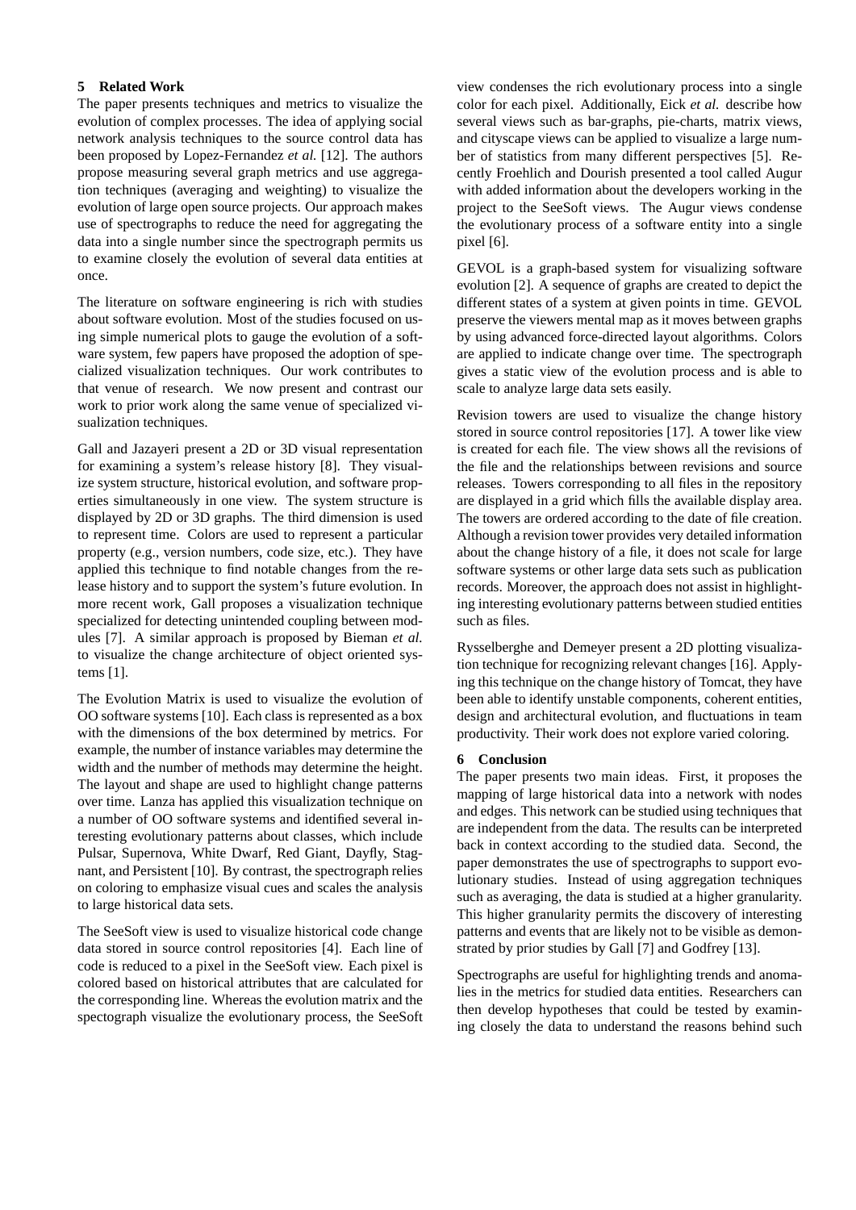## 5 Related Work

The paper presents techniques and metrics to visualize the evolution of complex processes. The idea of applying social network analysis techniques to the source control data has been proposed by Lopez-Fernandez *et al.* [12]. The authors propose measuring several graph metrics and use aggregation techniques (averaging and weighting) to visualize the evolution of large open source projects. Our approach makes use of spectrographs to reduce the need for aggregating the data into a single number since the spectrograph permits us to examine closely the evolution of several data entities at once.

The literature on software engineering is rich with studies about software evolution. Most of the studies focused on using simple numerical plots to gauge the evolution of a software system, few papers have proposed the adoption of specialized visualization techniques. Our work contributes to that venue of research. We now present and contrast our work to prior work along the same venue of specialized visualization techniques.

Gall and Jazayeri present a 2D or 3D visual representation for examining a system's release history [8]. They visualize system structure, historical evolution, and software properties simultaneously in one view. The system structure is displayed by 2D or 3D graphs. The third dimension is used to represent time. Colors are used to represent a particular property (e.g., version numbers, code size, etc.). They have applied this technique to find notable changes from the release history and to support the system's future evolution. In more recent work, Gall proposes a visualization technique specialized for detecting unintended coupling between modules [7]. A similar approach is proposed by Bieman *et al.* to visualize the change architecture of object oriented systems [1].

The Evolution Matrix is used to visualize the evolution of OO software systems [10]. Each class is represented as a box with the dimensions of the box determined by metrics. For example, the number of instance variables may determine the width and the number of methods may determine the height. The layout and shape are used to highlight change patterns over time. Lanza has applied this visualization technique on a number of OO software systems and identified several interesting evolutionary patterns about classes, which include Pulsar, Supernova, White Dwarf, Red Giant, Dayfly, Stagnant, and Persistent [10]. By contrast, the spectrograph relies on coloring to emphasize visual cues and scales the analysis to large historical data sets.

The SeeSoft view is used to visualize historical code change data stored in source control repositories [4]. Each line of code is reduced to a pixel in the SeeSoft view. Each pixel is colored based on historical attributes that are calculated for the corresponding line. Whereas the evolution matrix and the spectograph visualize the evolutionary process, the SeeSoft view condenses the rich evolutionary process into a single color for each pixel. Additionally, Eick *et al.* describe how several views such as bar-graphs, pie-charts, matrix views, and cityscape views can be applied to visualize a large number of statistics from many different perspectives [5]. Recently Froehlich and Dourish presented a tool called Augur with added information about the developers working in the project to the SeeSoft views. The Augur views condense the evolutionary process of a software entity into a single pixel [6].

GEVOL is a graph-based system for visualizing software evolution [2]. A sequence of graphs are created to depict the different states of a system at given points in time. GEVOL preserve the viewers mental map as it moves between graphs by using advanced force-directed layout algorithms. Colors are applied to indicate change over time. The spectrograph gives a static view of the evolution process and is able to scale to analyze large data sets easily.

Revision towers are used to visualize the change history stored in source control repositories [17]. A tower like view is created for each file. The view shows all the revisions of the file and the relationships between revisions and source releases. Towers corresponding to all files in the repository are displayed in a grid which fills the available display area. The towers are ordered according to the date of file creation. Although a revision tower provides very detailed information about the change history of a file, it does not scale for large software systems or other large data sets such as publication records. Moreover, the approach does not assist in highlighting interesting evolutionary patterns between studied entities such as files.

Rysselberghe and Demeyer present a 2D plotting visualization technique for recognizing relevant changes [16]. Applying this technique on the change history of Tomcat, they have been able to identify unstable components, coherent entities, design and architectural evolution, and fluctuations in team productivity. Their work does not explore varied coloring.

## 6 Conclusion

The paper presents two main ideas. First, it proposes the mapping of large historical data into a network with nodes and edges. This network can be studied using techniques that are independent from the data. The results can be interpreted back in context according to the studied data. Second, the paper demonstrates the use of spectrographs to support evolutionary studies. Instead of using aggregation techniques such as averaging, the data is studied at a higher granularity. This higher granularity permits the discovery of interesting patterns and events that are likely not to be visible as demonstrated by prior studies by Gall [7] and Godfrey [13].

Spectrographs are useful for highlighting trends and anomalies in the metrics for studied data entities. Researchers can then develop hypotheses that could be tested by examining closely the data to understand the reasons behind such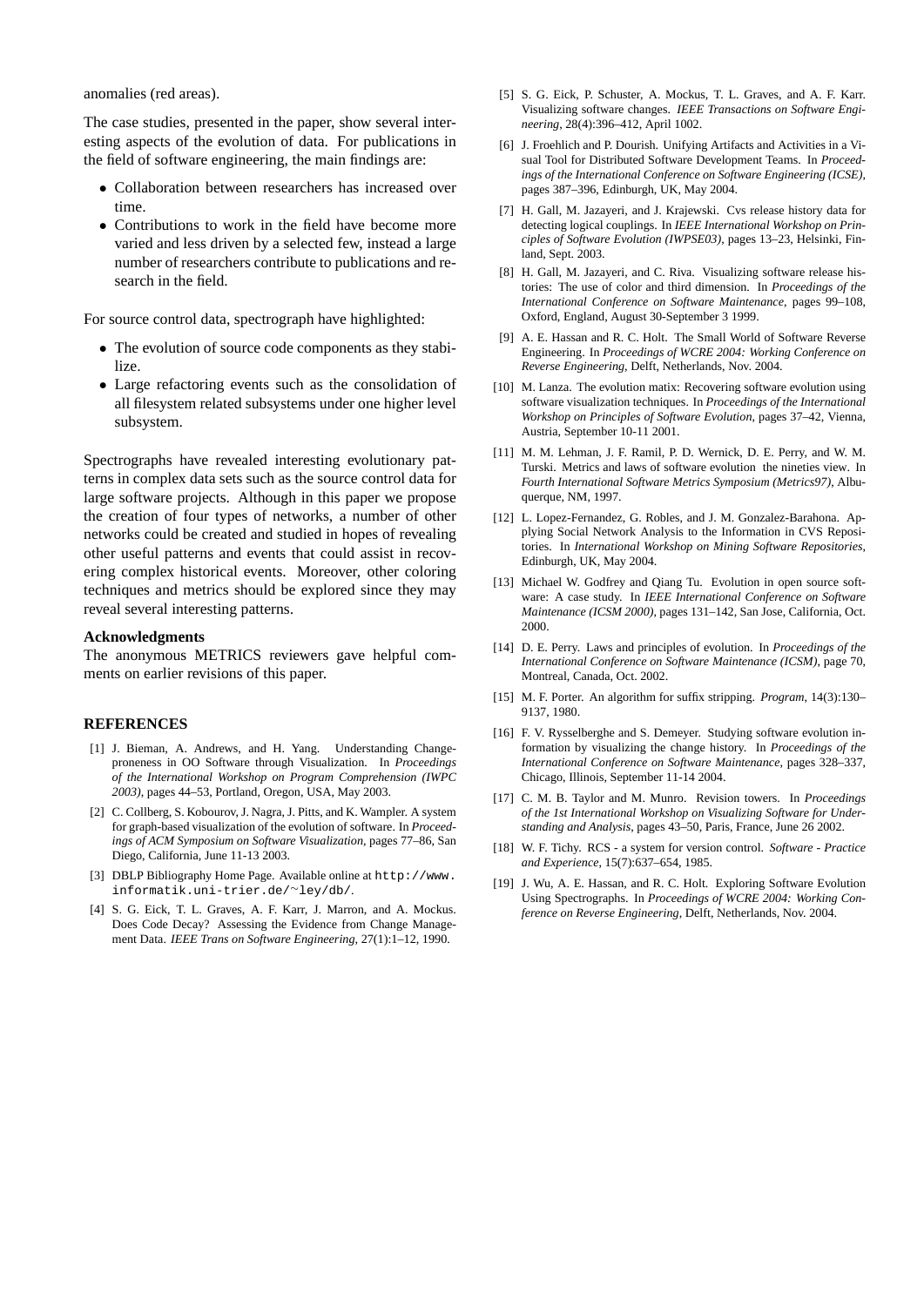anomalies (red areas).

The case studies, presented in the paper, show several interesting aspects of the evolution of data. For publications in the field of software engineering, the main findings are:

- Collaboration between researchers has increased over time.
- Contributions to work in the field have become more varied and less driven by a selected few, instead a large number of researchers contribute to publications and research in the field.

For source control data, spectrograph have highlighted:

- The evolution of source code components as they stabilize.
- Large refactoring events such as the consolidation of all filesystem related subsystems under one higher level subsystem.

Spectrographs have revealed interesting evolutionary patterns in complex data sets such as the source control data for large software projects. Although in this paper we propose the creation of four types of networks, a number of other networks could be created and studied in hopes of revealing other useful patterns and events that could assist in recovering complex historical events. Moreover, other coloring techniques and metrics should be explored since they may reveal several interesting patterns.

### Acknowledgments

The anonymous METRICS reviewers gave helpful comments on earlier revisions of this paper.

## REFERENCES

[1] J. Bieman, A. Andrews, and H. Yang. Understanding Change-proneness in OO Software through Visualization. In *Proceedings of the International Workshop on Program Comprehension (IWPC 2003)*, pages 44–53, Portland, Oregon, USA, May 2003.

[2] C. Collberg, S. Kobourov, J. Nagra, J. Pitts, and K. Wampler. A system for graph-based visualization of the evolution of software. In *Proceedings of ACM Symposium on Software Visualization*, pages 77–86, San Diego, California, June 11-13 2003.

[3] DBLP Bibliography Home Page. Available online at `http://www.informatik.uni-trier.de/~ley/db/`.

[4] S. G. Eick, T. L. Graves, A. F. Karr, J. Marron, and A. Mockus. Does Code Decay? Assessing the Evidence from Change Management Data. *IEEE Trans on Software Engineering*, 27(1):1–12, 1990.

[5] S. G. Eick, P. Schuster, A. Mockus, T. L. Graves, and A. F. Karr. Visualizing software changes. *IEEE Transactions on Software Engineering*, 28(4):396–412, April 1002.

[6] J. Froehlich and P. Dourish. Unifying Artifacts and Activities in a Visual Tool for Distributed Software Development Teams. In *Proceedings of the International Conference on Software Engineering (ICSE)*, pages 387–396, Edinburgh, UK, May 2004.

[7] H. Gall, M. Jazayeri, and J. Krajewski. Cvs release history data for detecting logical couplings. In *IEEE International Workshop on Principles of Software Evolution (IWPSE03)*, pages 13–23, Helsinki, Finland, Sept. 2003.

[8] H. Gall, M. Jazayeri, and C. Riva. Visualizing software release histories: The use of color and third dimension. In *Proceedings of the International Conference on Software Maintenance*, pages 99–108, Oxford, England, August 30-September 3 1999.

[9] A. E. Hassan and R. C. Holt. The Small World of Software Reverse Engineering. In *Proceedings of WCRE 2004: Working Conference on Reverse Engineering*, Delft, Netherlands, Nov. 2004.

[10] M. Lanza. The evolution matix: Recovering software evolution using software visualization techniques. In *Proceedings of the International Workshop on Principles of Software Evolution*, pages 37–42, Vienna, Austria, September 10-11 2001.

[11] M. M. Lehman, J. F. Ramil, P. D. Wernick, D. E. Perry, and W. M. Turski. Metrics and laws of software evolution the nineties view. In *Fourth International Software Metrics Symposium (Metrics97)*, Albuquerque, NM, 1997.

[12] L. Lopez-Fernandez, G. Robles, and J. M. Gonzalez-Barahona. Applying Social Network Analysis to the Information in CVS Repositories. In *International Workshop on Mining Software Repositories*, Edinburgh, UK, May 2004.

[13] Michael W. Godfrey and Qiang Tu. Evolution in open source software: A case study. In *IEEE International Conference on Software Maintenance (ICSM 2000)*, pages 131–142, San Jose, California, Oct. 2000.

[14] D. E. Perry. Laws and principles of evolution. In *Proceedings of the International Conference on Software Maintenance (ICSM)*, page 70, Montreal, Canada, Oct. 2002.

[15] M. F. Porter. An algorithm for suffix stripping. *Program*, 14(3):130–9137, 1980.

[16] F. V. Rysselberghe and S. Demeyer. Studying software evolution information by visualizing the change history. In *Proceedings of the International Conference on Software Maintenance*, pages 328–337, Chicago, Illinois, September 11-14 2004.

[17] C. M. B. Taylor and M. Munro. Revision towers. In *Proceedings of the 1st International Workshop on Visualizing Software for Understanding and Analysis*, pages 43–50, Paris, France, June 26 2002.

[18] W. F. Tichy. RCS - a system for version control. *Software - Practice and Experience*, 15(7):637–654, 1985.

[19] J. Wu, A. E. Hassan, and R. C. Holt. Exploring Software Evolution Using Spectrographs. In *Proceedings of WCRE 2004: Working Conference on Reverse Engineering*, Delft, Netherlands, Nov. 2004.